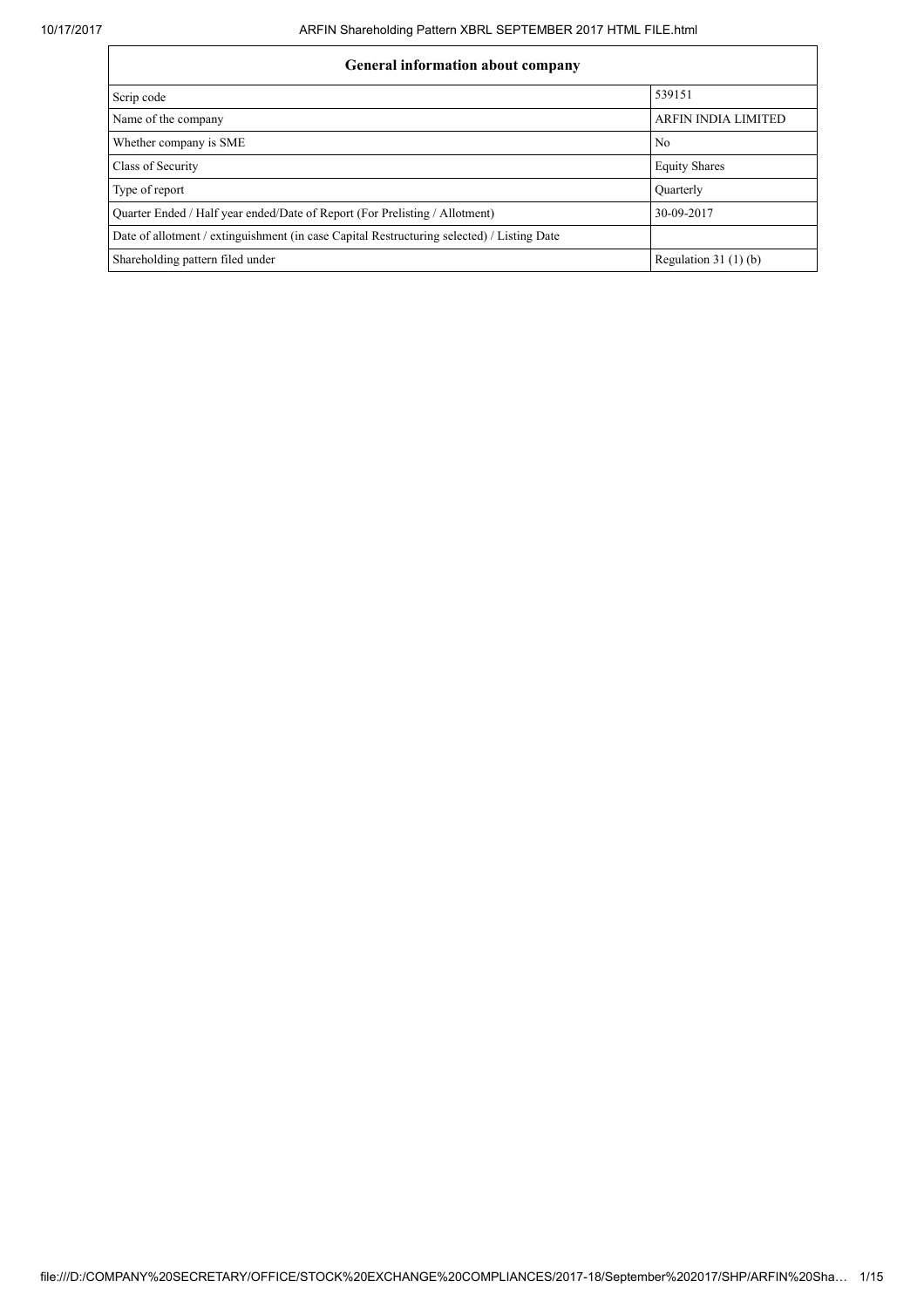| General information about company | |
|---|---|
| Scrip code | 539151 |
| Name of the company | ARFIN INDIA LIMITED |
| Whether company is SME | No |
| Class of Security | Equity Shares |
| Type of report | Quarterly |
| Quarter Ended / Half year ended/Date of Report (For Prelisting / Allotment) | 30-09-2017 |
| Date of allotment / extinguishment (in case Capital Restructuring selected) / Listing Date | |
| Shareholding pattern filed under | Regulation 31 (1) (b) |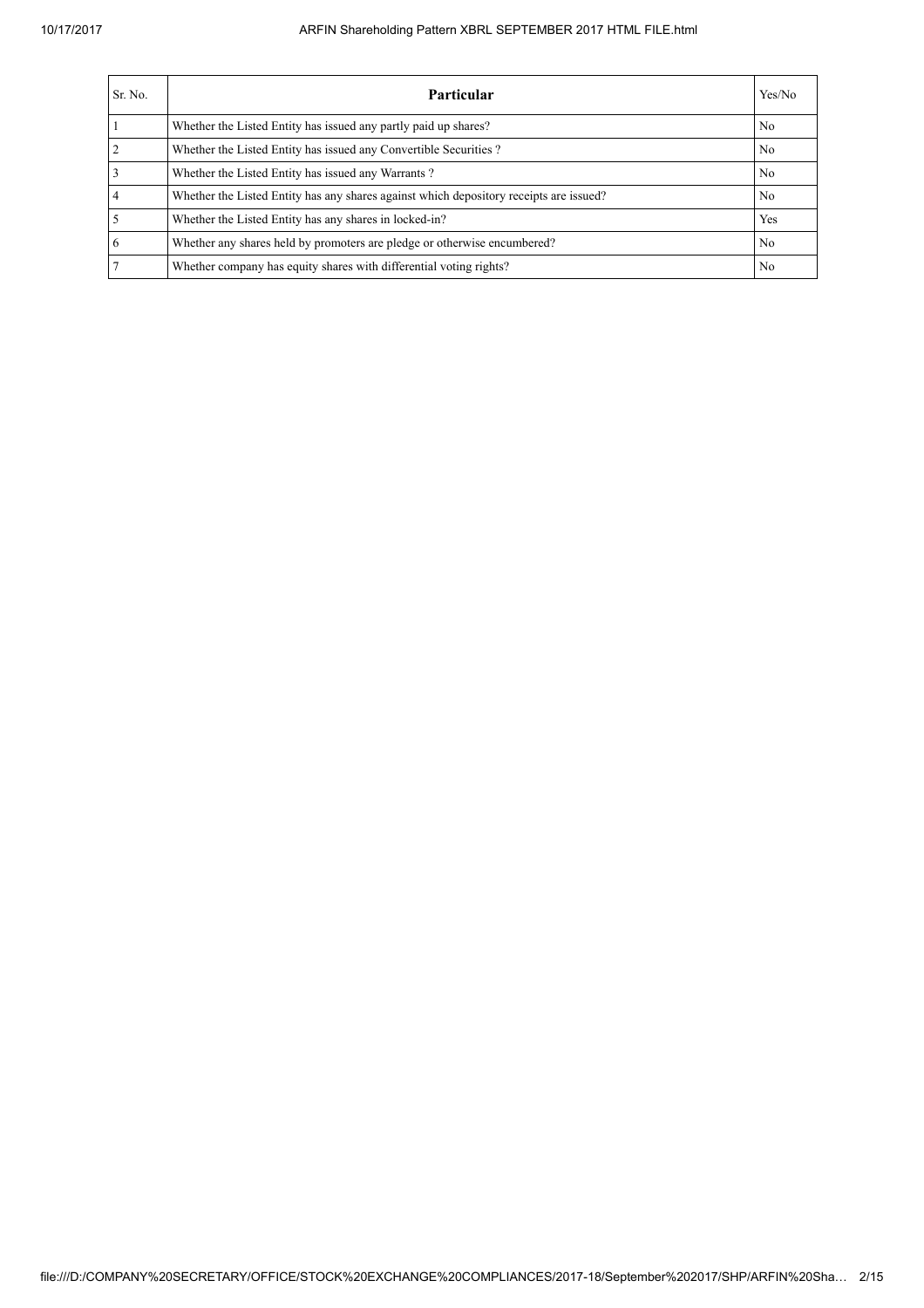| Sr. No. | Particular | Yes/No |
|---|---|---|
| 1 | Whether the Listed Entity has issued any partly paid up shares? | No |
| 2 | Whether the Listed Entity has issued any Convertible Securities ? | No |
| 3 | Whether the Listed Entity has issued any Warrants ? | No |
| 4 | Whether the Listed Entity has any shares against which depository receipts are issued? | No |
| 5 | Whether the Listed Entity has any shares in locked-in? | Yes |
| 6 | Whether any shares held by promoters are pledge or otherwise encumbered? | No |
| 7 | Whether company has equity shares with differential voting rights? | No |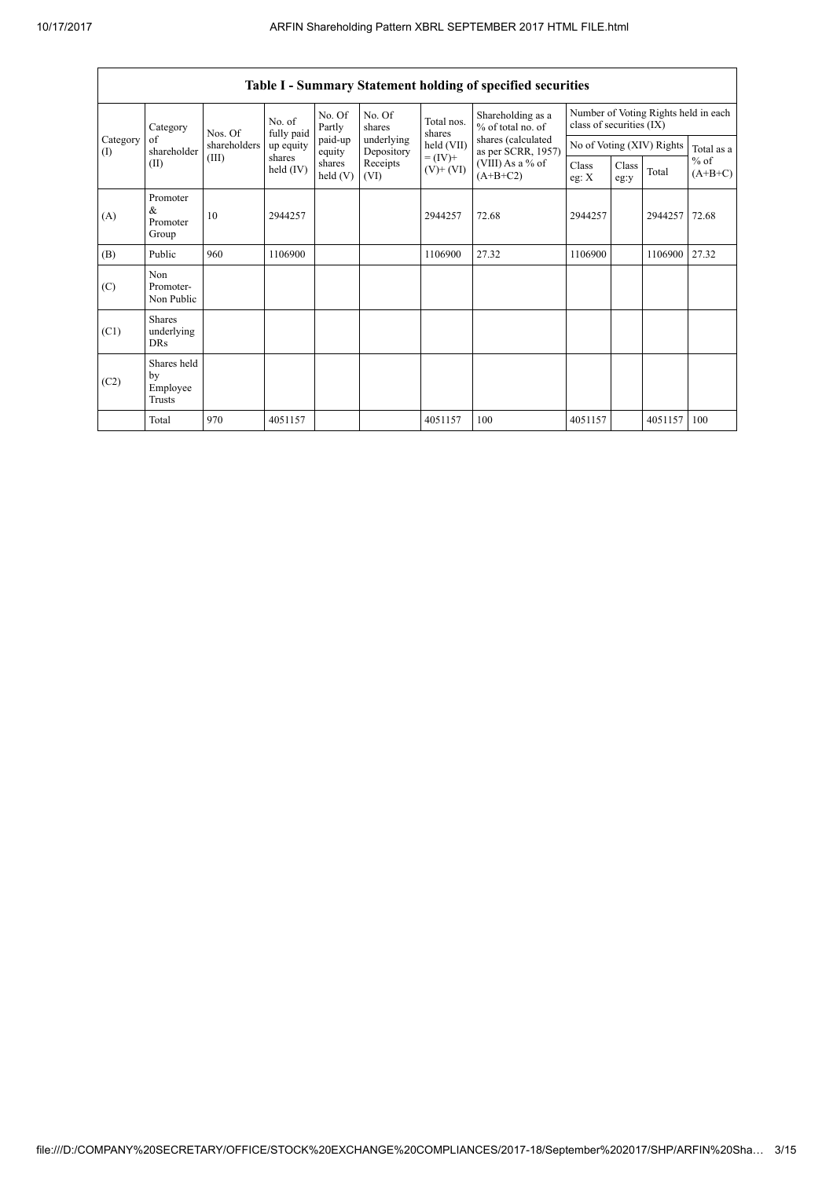| Table I - Summary Statement holding of specified securities | | | | | | | | | | | | |
|---|---|---|---|---|---|---|---|---|---|---|---|---|
| Category (I) | Category of shareholder (II) | Nos. Of shareholders (III) | No. of fully paid up equity shares held (IV) | No. Of Partly paid-up equity shares held (V) | No. Of shares underlying Depository Receipts (VI) | Total nos. shares held (VII) = (IV)+ (V)+ (VI) | Shareholding as a % of total no. of shares (calculated as per SCRR, 1957) (VIII) As a % of (A+B+C2) | Number of Voting Rights held in each class of securities (IX) | | | |
| | | | | | | | | No of Voting (XIV) Rights | | | Total as a % of (A+B+C) |
| | | | | | | | | Class eg: X | Class eg:y | Total | |
| (A) | Promoter & Promoter Group | 10 | 2944257 | | | 2944257 | 72.68 | 2944257 | | 2944257 | 72.68 |
| (B) | Public | 960 | 1106900 | | | 1106900 | 27.32 | 1106900 | | 1106900 | 27.32 |
| (C) | Non Promoter- Non Public | | | | | | | | | | |
| (C1) | Shares underlying DRs | | | | | | | | | | |
| (C2) | Shares held by Employee Trusts | | | | | | | | | | |
| | Total | 970 | 4051157 | | | 4051157 | 100 | 4051157 | | 4051157 | 100 |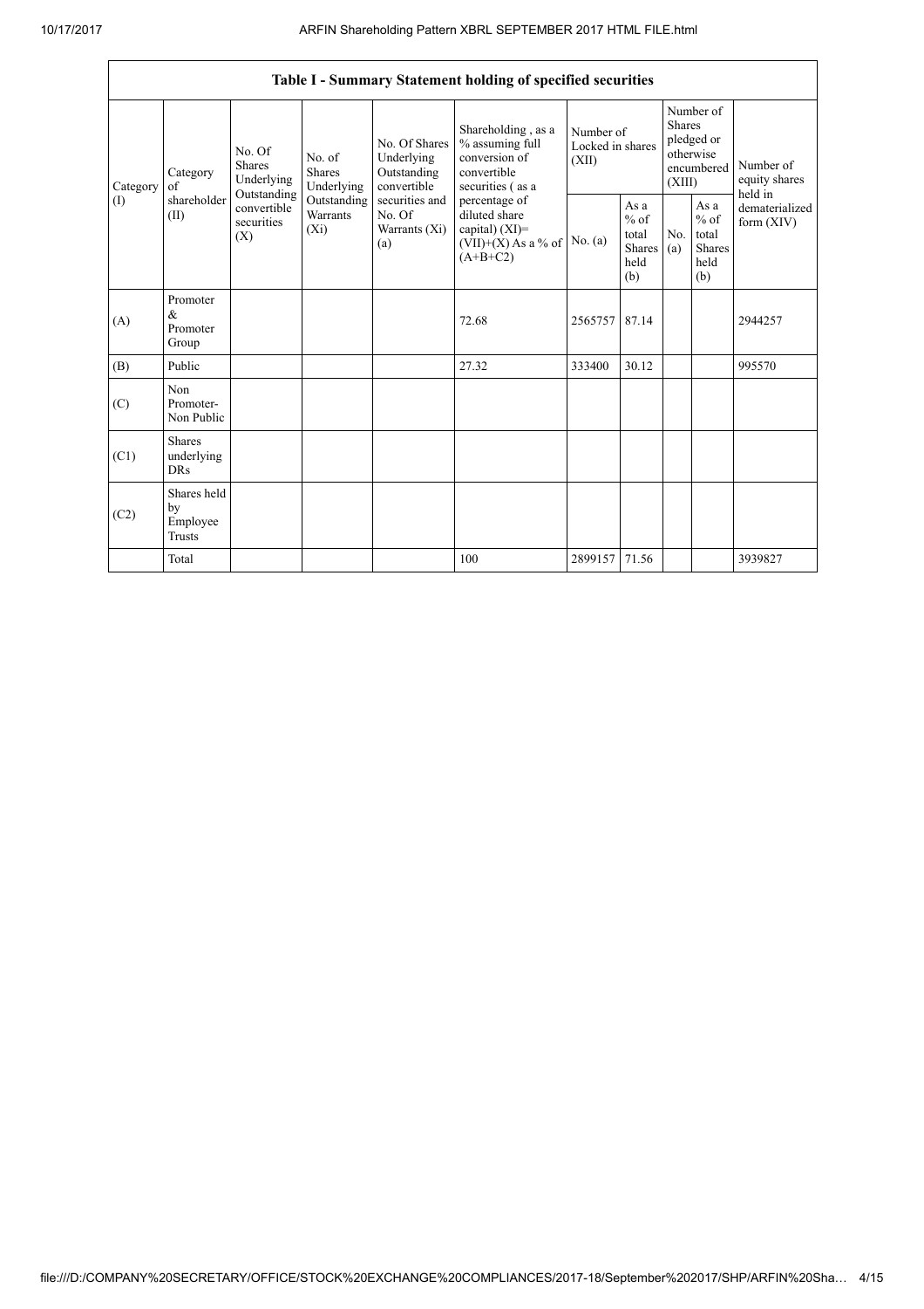| Table I - Summary Statement holding of specified securities | | | | | | | | | | | |
|---|---|---|---|---|---|---|---|---|---|---|---|
| Category (I) | Category of shareholder (II) | No. Of Shares Underlying Outstanding convertible securities (X) | No. of Shares Underlying Outstanding Warrants (Xi) | No. Of Shares Underlying Outstanding convertible securities and No. Of Warrants (Xi) (a) | Shareholding , as a % assuming full conversion of convertible securities ( as a percentage of diluted share capital) (XI)= (VII)+(X) As a % of (A+B+C2) | Number of Locked in shares (XII) | | Number of Shares pledged or otherwise encumbered (XIII) | | Number of equity shares held in dematerialized form (XIV) |
| | | | | | | No. (a) | As a % of total Shares held (b) | No. (a) | As a % of total Shares held (b) | |
| (A) | Promoter & Promoter Group | | | | 72.68 | 2565757 | 87.14 | | | 2944257 |
| (B) | Public | | | | 27.32 | 333400 | 30.12 | | | 995570 |
| (C) | Non Promoter- Non Public | | | | | | | | | |
| (C1) | Shares underlying DRs | | | | | | | | | |
| (C2) | Shares held by Employee Trusts | | | | | | | | | |
| | Total | | | | 100 | 2899157 | 71.56 | | | 3939827 |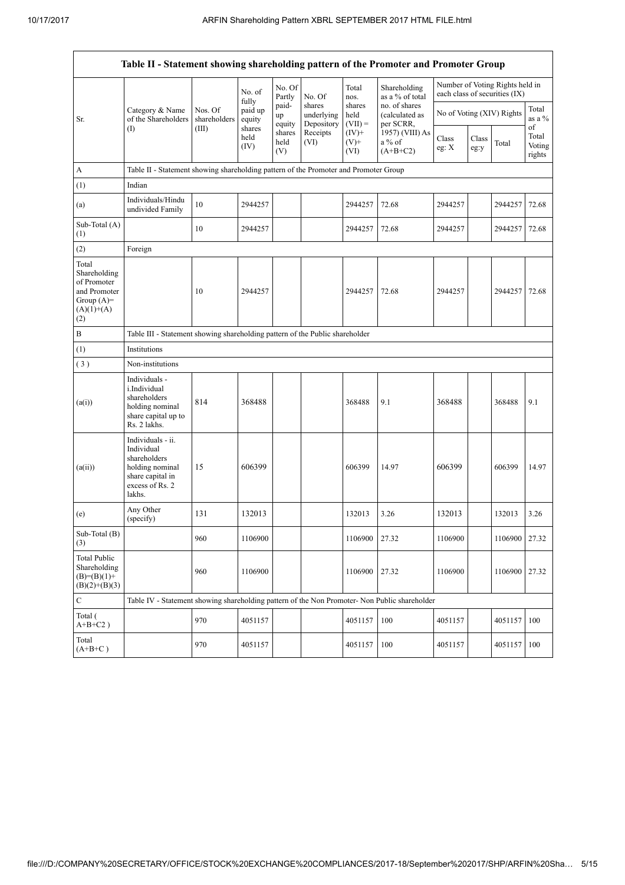| Table II - Statement showing shareholding pattern of the Promoter and Promoter Group | | | | | | | | | | | |
|---|---|---|---|---|---|---|---|---|---|---|---|
| Sr. | Category & Name of the Shareholders (I) | Nos. Of shareholders (III) | No. of fully paid up equity shares held (IV) | No. Of Partly paid-up equity shares held (V) | No. Of shares underlying Depository Receipts (VI) | Total nos. shares held (VII) = (IV)+ (V)+ (VI) | Shareholding as a % of total no. of shares (calculated as per SCRR, 1957) (VIII) As a % of (A+B+C2) | Number of Voting Rights held in each class of securities (IX) | | | |
| | | | | | | | | No of Voting (XIV) Rights | | | Total as a % of Total Voting rights |
| | | | | | | | | Class eg: X | Class eg:y | Total | |
| A | Table II - Statement showing shareholding pattern of the Promoter and Promoter Group | | | | | | | | | | |
| (1) | Indian | | | | | | | | | | |
| (a) | Individuals/Hindu undivided Family | 10 | 2944257 | | | 2944257 | 72.68 | 2944257 | | 2944257 | 72.68 |
| Sub-Total (A) (1) | | 10 | 2944257 | | | 2944257 | 72.68 | 2944257 | | 2944257 | 72.68 |
| (2) | Foreign | | | | | | | | | | |
| Total Shareholding of Promoter and Promoter Group (A)= (A)(1)+(A)(2) | | 10 | 2944257 | | | 2944257 | 72.68 | 2944257 | | 2944257 | 72.68 |
| B | Table III - Statement showing shareholding pattern of the Public shareholder | | | | | | | | | | |
| (1) | Institutions | | | | | | | | | | |
| (3) | Non-institutions | | | | | | | | | | |
| (a(i)) | Individuals - i.Individual shareholders holding nominal share capital up to Rs. 2 lakhs. | 814 | 368488 | | | 368488 | 9.1 | 368488 | | 368488 | 9.1 |
| (a(ii)) | Individuals - ii. Individual shareholders holding nominal share capital in excess of Rs. 2 lakhs. | 15 | 606399 | | | 606399 | 14.97 | 606399 | | 606399 | 14.97 |
| (e) | Any Other (specify) | 131 | 132013 | | | 132013 | 3.26 | 132013 | | 132013 | 3.26 |
| Sub-Total (B) (3) | | 960 | 1106900 | | | 1106900 | 27.32 | 1106900 | | 1106900 | 27.32 |
| Total Public Shareholding (B)=(B)(1)+ (B)(2)+(B)(3) | | 960 | 1106900 | | | 1106900 | 27.32 | 1106900 | | 1106900 | 27.32 |
| C | Table IV - Statement showing shareholding pattern of the Non Promoter- Non Public shareholder | | | | | | | | | | |
| Total ( A+B+C2 ) | | 970 | 4051157 | | | 4051157 | 100 | 4051157 | | 4051157 | 100 |
| Total (A+B+C ) | | 970 | 4051157 | | | 4051157 | 100 | 4051157 | | 4051157 | 100 |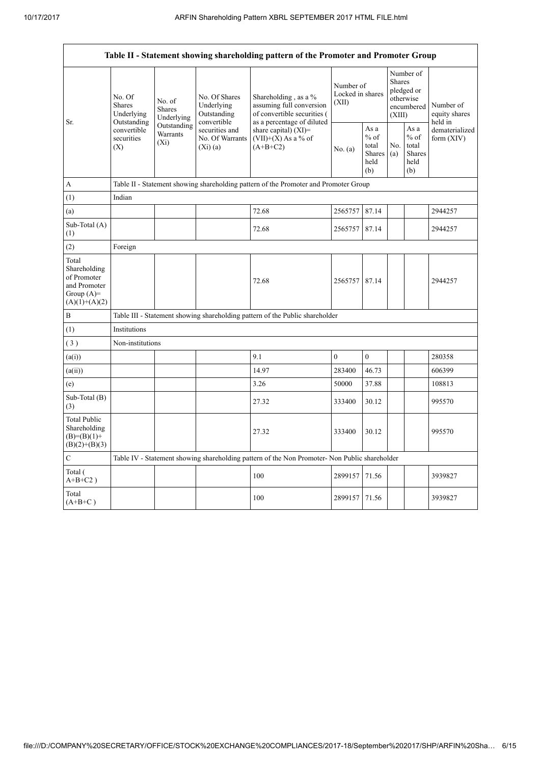| Table II - Statement showing shareholding pattern of the Promoter and Promoter Group | | | | | | | | | |
|---|---|---|---|---|---|---|---|---|---|
| Sr. | No. Of Shares Underlying Outstanding convertible securities (X) | No. of Shares Underlying Outstanding Warrants (Xi) | No. Of Shares Underlying Outstanding convertible securities and No. Of Warrants (Xi) (a) | Shareholding , as a % assuming full conversion of convertible securities ( as a percentage of diluted share capital) (XI)= (VII)+(X) As a % of (A+B+C2) | Number of Locked in shares (XII) | | Number of Shares pledged or otherwise encumbered (XIII) | | Number of equity shares held in dematerialized form (XIV) |
| | | | | | No. (a) | As a % of total Shares held (b) | No. (a) | As a % of total Shares held (b) | |
| A | Table II - Statement showing shareholding pattern of the Promoter and Promoter Group | | | | | | | | |
| (1) | Indian | | | | | | | | |
| (a) | | | | 72.68 | 2565757 | 87.14 | | | 2944257 |
| Sub-Total (A) (1) | | | | 72.68 | 2565757 | 87.14 | | | 2944257 |
| (2) | Foreign | | | | | | | | |
| Total Shareholding of Promoter and Promoter Group (A)= (A)(1)+(A)(2) | | | | 72.68 | 2565757 | 87.14 | | | 2944257 |
| B | Table III - Statement showing shareholding pattern of the Public shareholder | | | | | | | | |
| (1) | Institutions | | | | | | | | |
| ( 3 ) | Non-institutions | | | | | | | | |
| (a(i)) | | | | 9.1 | 0 | 0 | | | 280358 |
| (a(ii)) | | | | 14.97 | 283400 | 46.73 | | | 606399 |
| (e) | | | | 3.26 | 50000 | 37.88 | | | 108813 |
| Sub-Total (B) (3) | | | | 27.32 | 333400 | 30.12 | | | 995570 |
| Total Public Shareholding (B)=(B)(1)+ (B)(2)+(B)(3) | | | | 27.32 | 333400 | 30.12 | | | 995570 |
| C | Table IV - Statement showing shareholding pattern of the Non Promoter- Non Public shareholder | | | | | | | | |
| Total ( A+B+C2 ) | | | | 100 | 2899157 | 71.56 | | | 3939827 |
| Total (A+B+C ) | | | | 100 | 2899157 | 71.56 | | | 3939827 |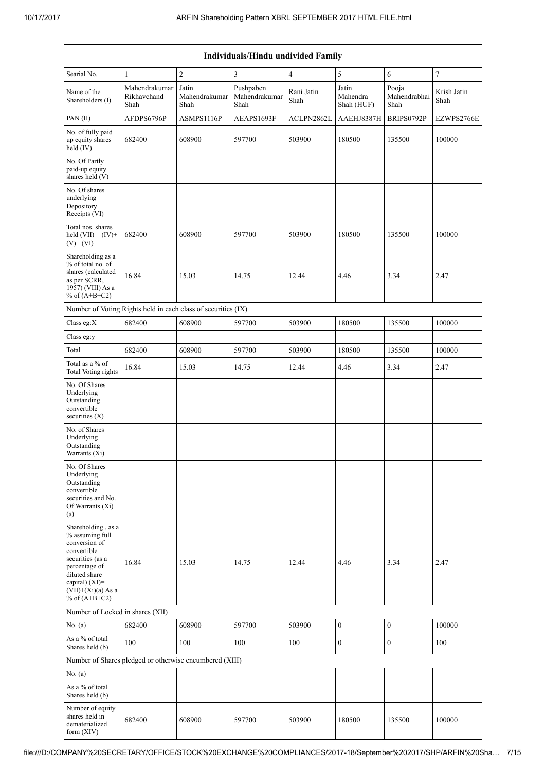| Individuals/Hindu undivided Family | | | | | | | |
|---|---|---|---|---|---|---|---|
| Searial No. | 1 | 2 | 3 | 4 | 5 | 6 | 7 |
| Name of the Shareholders (I) | Mahendrakumar Rikhavchand Shah | Jatin Mahendrakumar Shah | Pushpaben Mahendrakumar Shah | Rani Jatin Shah | Jatin Mahendra Shah (HUF) | Pooja Mahendrabhai Shah | Krish Jatin Shah |
| PAN (II) | AFDPS6796P | ASMPS1116P | AEAPS1693F | ACLPN2862L | AAEHJ8387H | BRIPS0792P | EZWPS2766E |
| No. of fully paid up equity shares held (IV) | 682400 | 608900 | 597700 | 503900 | 180500 | 135500 | 100000 |
| No. Of Partly paid-up equity shares held (V) | | | | | | | |
| No. Of shares underlying Depository Receipts (VI) | | | | | | | |
| Total nos. shares held (VII) = (IV)+ (V)+ (VI) | 682400 | 608900 | 597700 | 503900 | 180500 | 135500 | 100000 |
| Shareholding as a % of total no. of shares (calculated as per SCRR, 1957) (VIII) As a % of (A+B+C2) | 16.84 | 15.03 | 14.75 | 12.44 | 4.46 | 3.34 | 2.47 |
| Number of Voting Rights held in each class of securities (IX) | | | | | | | |
| Class eg:X | 682400 | 608900 | 597700 | 503900 | 180500 | 135500 | 100000 |
| Class eg:y | | | | | | | |
| Total | 682400 | 608900 | 597700 | 503900 | 180500 | 135500 | 100000 |
| Total as a % of Total Voting rights | 16.84 | 15.03 | 14.75 | 12.44 | 4.46 | 3.34 | 2.47 |
| No. Of Shares Underlying Outstanding convertible securities (X) | | | | | | | |
| No. of Shares Underlying Outstanding Warrants (Xi) | | | | | | | |
| No. Of Shares Underlying Outstanding convertible securities and No. Of Warrants (Xi) (a) | | | | | | | |
| Shareholding , as a % assuming full conversion of convertible securities (as a percentage of diluted share capital) (XI)= (VII)+(Xi)(a) As a % of (A+B+C2) | 16.84 | 15.03 | 14.75 | 12.44 | 4.46 | 3.34 | 2.47 |
| Number of Locked in shares (XII) | | | | | | | |
| No. (a) | 682400 | 608900 | 597700 | 503900 | 0 | 0 | 100000 |
| As a % of total Shares held (b) | 100 | 100 | 100 | 100 | 0 | 0 | 100 |
| Number of Shares pledged or otherwise encumbered (XIII) | | | | | | | |
| No. (a) | | | | | | | |
| As a % of total Shares held (b) | | | | | | | |
| Number of equity shares held in dematerialized form (XIV) | 682400 | 608900 | 597700 | 503900 | 180500 | 135500 | 100000 |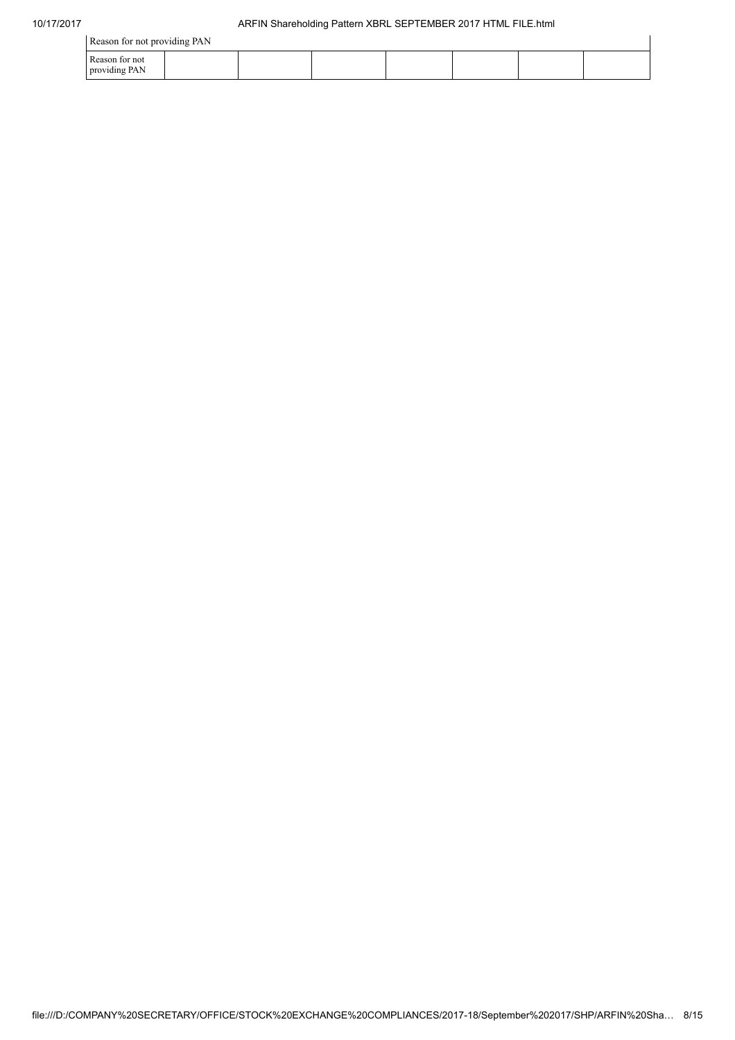| Reason for not providing PAN | | | | | | | |
|---|---|---|---|---|---|---|---|
| Reason for not providing PAN | | | | | | | |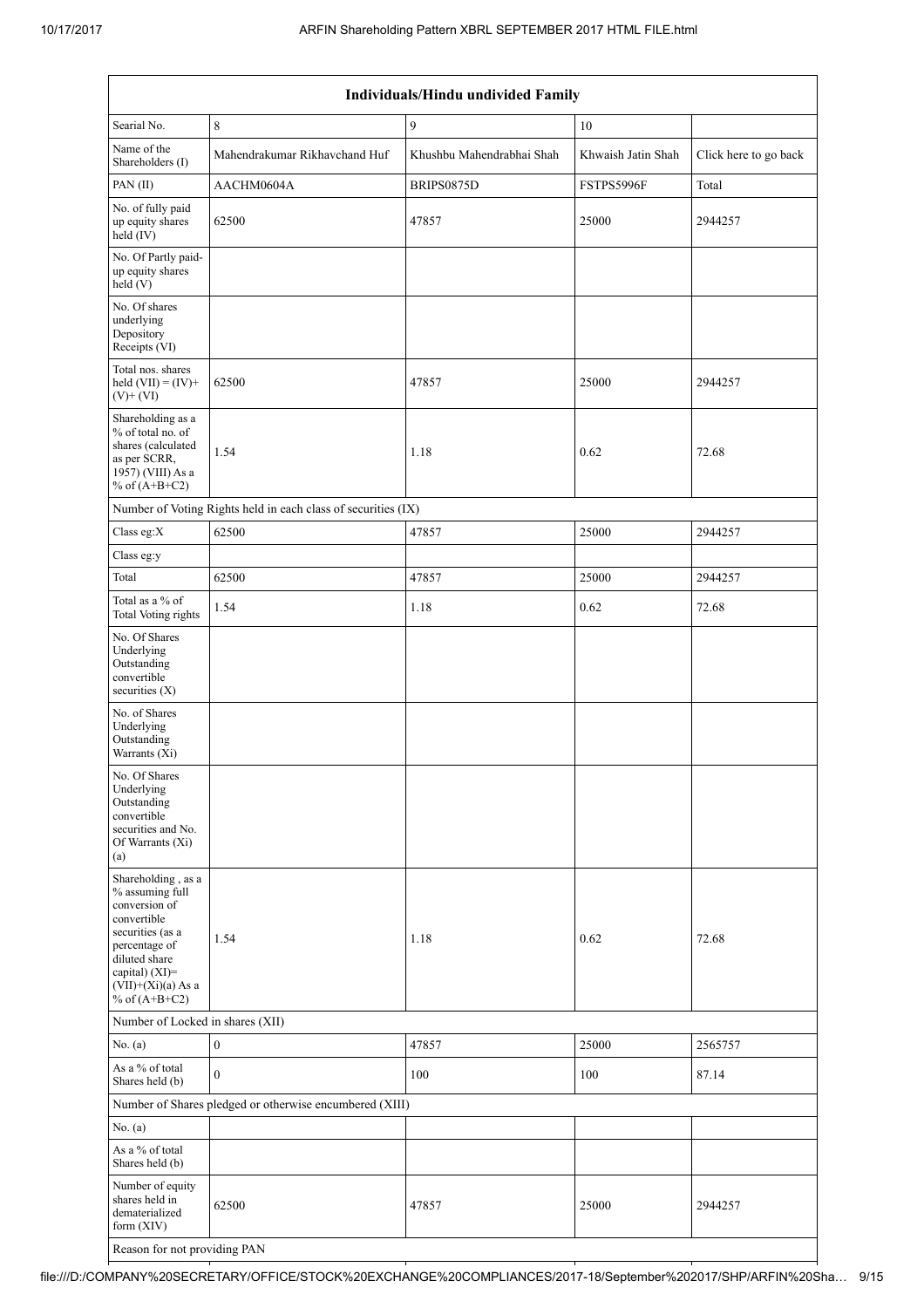| Individuals/Hindu undivided Family | | | | |
|---|---|---|---|---|
| Searial No. | 8 | 9 | 10 | |
| Name of the Shareholders (I) | Mahendrakumar Rikhavchand Huf | Khushbu Mahendrabhai Shah | Khwaish Jatin Shah | Click here to go back |
| PAN (II) | AACHM0604A | BRIPS0875D | FSTPS5996F | Total |
| No. of fully paid up equity shares held (IV) | 62500 | 47857 | 25000 | 2944257 |
| No. Of Partly paid-up equity shares held (V) | | | | |
| No. Of shares underlying Depository Receipts (VI) | | | | |
| Total nos. shares held (VII) = (IV)+ (V)+ (VI) | 62500 | 47857 | 25000 | 2944257 |
| Shareholding as a % of total no. of shares (calculated as per SCRR, 1957) (VIII) As a % of (A+B+C2) | 1.54 | 1.18 | 0.62 | 72.68 |
| Number of Voting Rights held in each class of securities (IX) | | | | |
| Class eg:X | 62500 | 47857 | 25000 | 2944257 |
| Class eg:y | | | | |
| Total | 62500 | 47857 | 25000 | 2944257 |
| Total as a % of Total Voting rights | 1.54 | 1.18 | 0.62 | 72.68 |
| No. Of Shares Underlying Outstanding convertible securities (X) | | | | |
| No. of Shares Underlying Outstanding Warrants (Xi) | | | | |
| No. Of Shares Underlying Outstanding convertible securities and No. Of Warrants (Xi) (a) | | | | |
| Shareholding , as a % assuming full conversion of convertible securities (as a percentage of diluted share capital) (XI)= (VII)+(Xi)(a) As a % of (A+B+C2) | 1.54 | 1.18 | 0.62 | 72.68 |
| Number of Locked in shares (XII) | | | | |
| No. (a) | 0 | 47857 | 25000 | 2565757 |
| As a % of total Shares held (b) | 0 | 100 | 100 | 87.14 |
| Number of Shares pledged or otherwise encumbered (XIII) | | | | |
| No. (a) | | | | |
| As a % of total Shares held (b) | | | | |
| Number of equity shares held in dematerialized form (XIV) | 62500 | 47857 | 25000 | 2944257 |
| Reason for not providing PAN | | | | |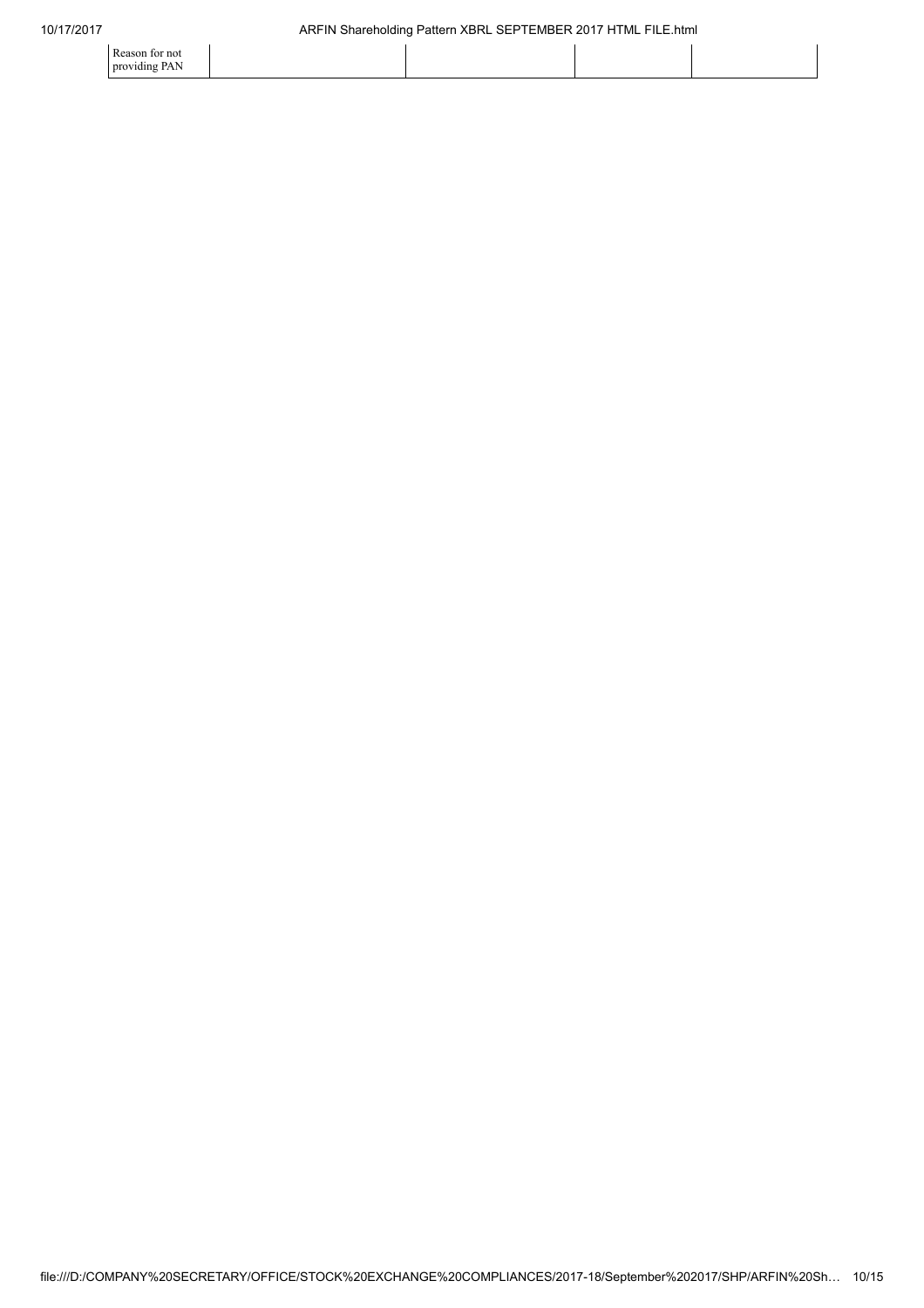| Reason for not providing PAN | | | | |
|---|---|---|---|---|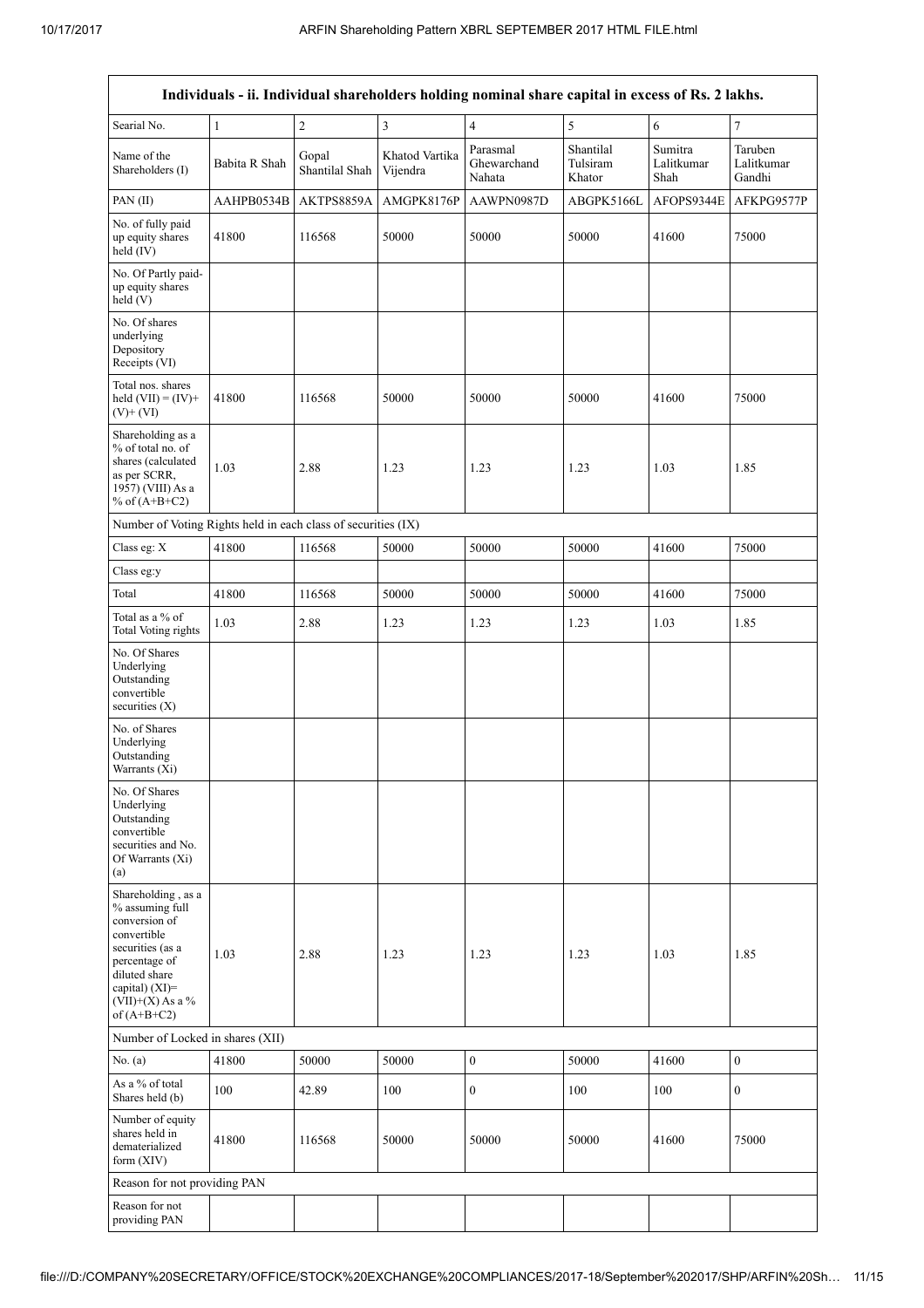| Individuals - ii. Individual shareholders holding nominal share capital in excess of Rs. 2 lakhs. | | | | | | | |
|---|---|---|---|---|---|---|---|
| Searial No. | 1 | 2 | 3 | 4 | 5 | 6 | 7 |
| Name of the Shareholders (I) | Babita R Shah | Gopal Shantilal Shah | Khatod Vartika Vijendra | Parasmal Ghewarchand Nahata | Shantilal Tulsiram Khator | Sumitra Lalitkumar Shah | Taruben Lalitkumar Gandhi |
| PAN (II) | AAHPB0534B | AKTPS8859A | AMGPK8176P | AAWPN0987D | ABGPK5166L | AFOPS9344E | AFKPG9577P |
| No. of fully paid up equity shares held (IV) | 41800 | 116568 | 50000 | 50000 | 50000 | 41600 | 75000 |
| No. Of Partly paid-up equity shares held (V) | | | | | | | |
| No. Of shares underlying Depository Receipts (VI) | | | | | | | |
| Total nos. shares held (VII) = (IV)+ (V)+ (VI) | 41800 | 116568 | 50000 | 50000 | 50000 | 41600 | 75000 |
| Shareholding as a % of total no. of shares (calculated as per SCRR, 1957) (VIII) As a % of (A+B+C2) | 1.03 | 2.88 | 1.23 | 1.23 | 1.23 | 1.03 | 1.85 |
| Number of Voting Rights held in each class of securities (IX) | | | | | | | |
| Class eg: X | 41800 | 116568 | 50000 | 50000 | 50000 | 41600 | 75000 |
| Class eg:y | | | | | | | |
| Total | 41800 | 116568 | 50000 | 50000 | 50000 | 41600 | 75000 |
| Total as a % of Total Voting rights | 1.03 | 2.88 | 1.23 | 1.23 | 1.23 | 1.03 | 1.85 |
| No. Of Shares Underlying Outstanding convertible securities (X) | | | | | | | |
| No. of Shares Underlying Outstanding Warrants (Xi) | | | | | | | |
| No. Of Shares Underlying Outstanding convertible securities and No. Of Warrants (Xi) (a) | | | | | | | |
| Shareholding , as a % assuming full conversion of convertible securities (as a percentage of diluted share capital) (XI)= (VII)+(X) As a % of (A+B+C2) | 1.03 | 2.88 | 1.23 | 1.23 | 1.23 | 1.03 | 1.85 |
| Number of Locked in shares (XII) | | | | | | | |
| No. (a) | 41800 | 50000 | 50000 | 0 | 50000 | 41600 | 0 |
| As a % of total Shares held (b) | 100 | 42.89 | 100 | 0 | 100 | 100 | 0 |
| Number of equity shares held in dematerialized form (XIV) | 41800 | 116568 | 50000 | 50000 | 50000 | 41600 | 75000 |
| Reason for not providing PAN | | | | | | | |
| Reason for not providing PAN | | | | | | | |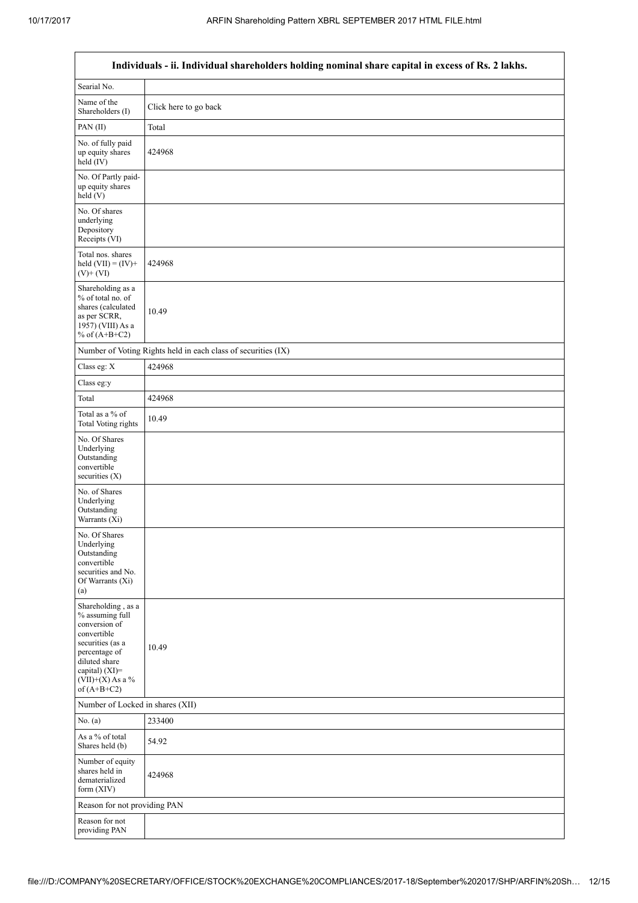| Individuals - ii. Individual shareholders holding nominal share capital in excess of Rs. 2 lakhs. | |
|---|---|
| Searial No. | |
| Name of the Shareholders (I) | Click here to go back |
| PAN (II) | Total |
| No. of fully paid up equity shares held (IV) | 424968 |
| No. Of Partly paid-up equity shares held (V) | |
| No. Of shares underlying Depository Receipts (VI) | |
| Total nos. shares held (VII) = (IV)+ (V)+ (VI) | 424968 |
| Shareholding as a % of total no. of shares (calculated as per SCRR, 1957) (VIII) As a % of (A+B+C2) | 10.49 |
| Number of Voting Rights held in each class of securities (IX) | |
| Class eg: X | 424968 |
| Class eg:y | |
| Total | 424968 |
| Total as a % of Total Voting rights | 10.49 |
| No. Of Shares Underlying Outstanding convertible securities (X) | |
| No. of Shares Underlying Outstanding Warrants (Xi) | |
| No. Of Shares Underlying Outstanding convertible securities and No. Of Warrants (Xi) (a) | |
| Shareholding , as a % assuming full conversion of convertible securities (as a percentage of diluted share capital) (XI)= (VII)+(X) As a % of (A+B+C2) | 10.49 |
| Number of Locked in shares (XII) | |
| No. (a) | 233400 |
| As a % of total Shares held (b) | 54.92 |
| Number of equity shares held in dematerialized form (XIV) | 424968 |
| Reason for not providing PAN | |
| Reason for not providing PAN | |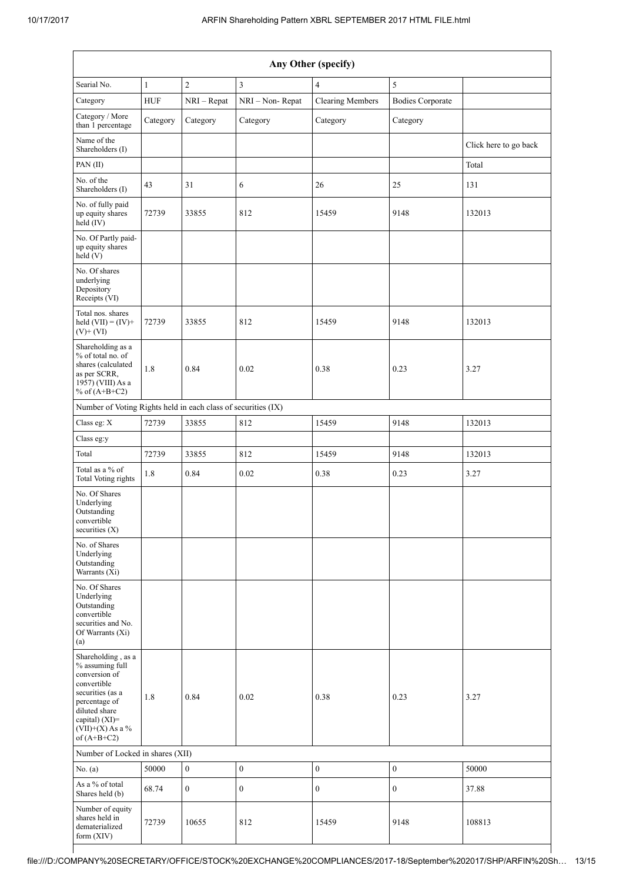| Any Other (specify) | | | | | | |
|---|---|---|---|---|---|---|
| Searial No. | 1 | 2 | 3 | 4 | 5 | |
| Category | HUF | NRI – Repat | NRI – Non- Repat | Clearing Members | Bodies Corporate | |
| Category / More than 1 percentage | Category | Category | Category | Category | Category | |
| Name of the Shareholders (I) | | | | | | Click here to go back |
| PAN (II) | | | | | | Total |
| No. of the Shareholders (I) | 43 | 31 | 6 | 26 | 25 | 131 |
| No. of fully paid up equity shares held (IV) | 72739 | 33855 | 812 | 15459 | 9148 | 132013 |
| No. Of Partly paid-up equity shares held (V) | | | | | | |
| No. Of shares underlying Depository Receipts (VI) | | | | | | |
| Total nos. shares held (VII) = (IV)+ (V)+ (VI) | 72739 | 33855 | 812 | 15459 | 9148 | 132013 |
| Shareholding as a % of total no. of shares (calculated as per SCRR, 1957) (VIII) As a % of (A+B+C2) | 1.8 | 0.84 | 0.02 | 0.38 | 0.23 | 3.27 |
| Number of Voting Rights held in each class of securities (IX) | | | | | | |
| Class eg: X | 72739 | 33855 | 812 | 15459 | 9148 | 132013 |
| Class eg:y | | | | | | |
| Total | 72739 | 33855 | 812 | 15459 | 9148 | 132013 |
| Total as a % of Total Voting rights | 1.8 | 0.84 | 0.02 | 0.38 | 0.23 | 3.27 |
| No. Of Shares Underlying Outstanding convertible securities (X) | | | | | | |
| No. of Shares Underlying Outstanding Warrants (Xi) | | | | | | |
| No. Of Shares Underlying Outstanding convertible securities and No. Of Warrants (Xi) (a) | | | | | | |
| Shareholding , as a % assuming full conversion of convertible securities (as a percentage of diluted share capital) (XI)= (VII)+(X) As a % of (A+B+C2) | 1.8 | 0.84 | 0.02 | 0.38 | 0.23 | 3.27 |
| Number of Locked in shares (XII) | | | | | | |
| No. (a) | 50000 | 0 | 0 | 0 | 0 | 50000 |
| As a % of total Shares held (b) | 68.74 | 0 | 0 | 0 | 0 | 37.88 |
| Number of equity shares held in dematerialized form (XIV) | 72739 | 10655 | 812 | 15459 | 9148 | 108813 |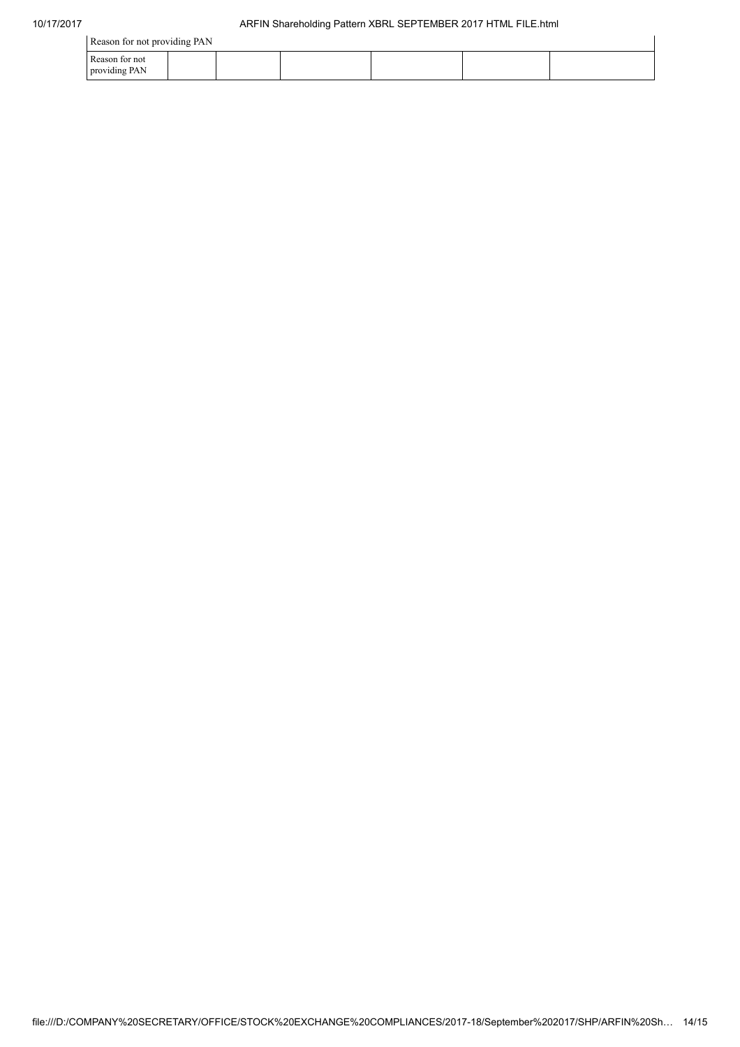| Reason for not providing PAN | | | | | | |
|---|---|---|---|---|---|---|
| Reason for not providing PAN | | | | | | |